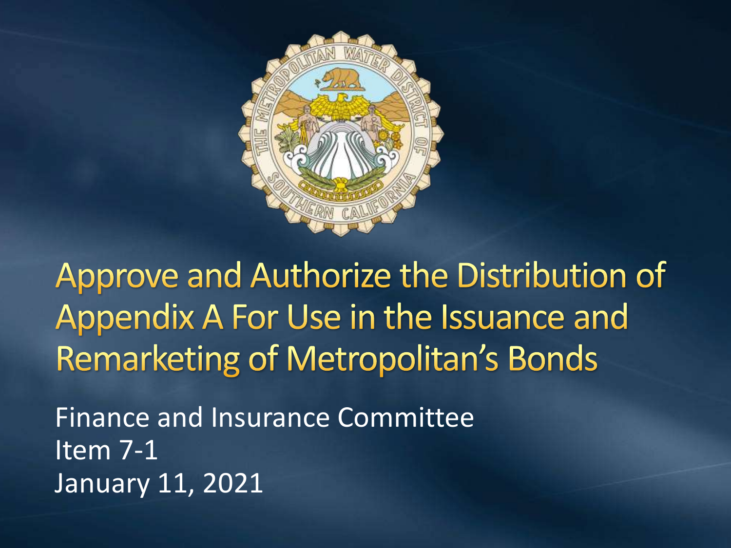# Approve and Authorize the Distribution of Appendix A For Use in the Issuance and Remarketing of Metropolitan's Bonds

Finance and Insurance Committee
Item 7-1
January 11, 2021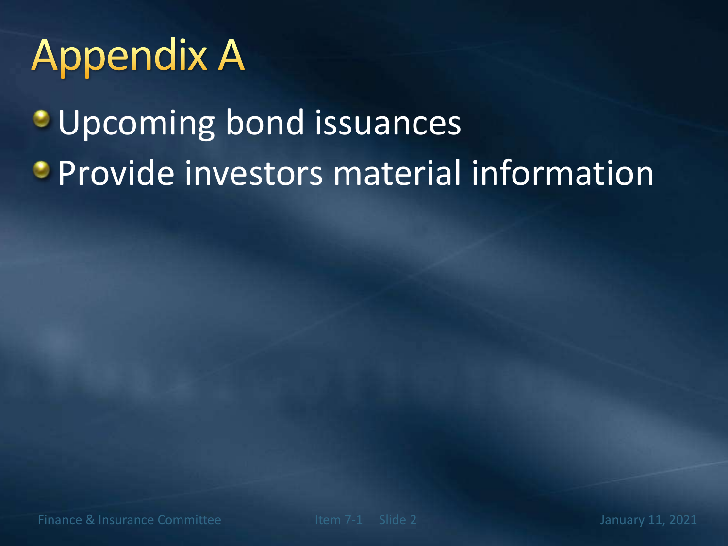# Appendix A

- Upcoming bond issuances
- Provide investors material information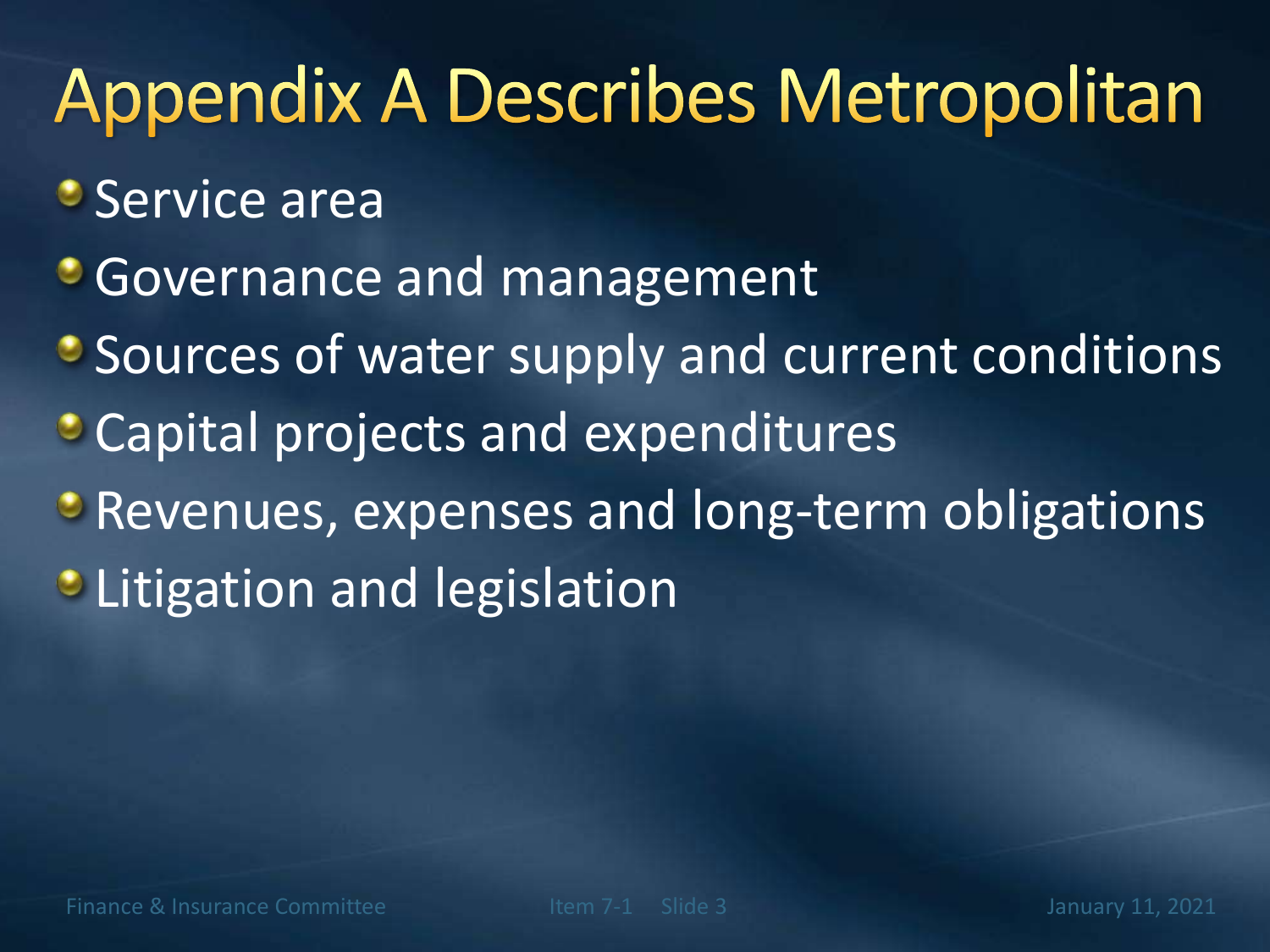# Appendix A Describes Metropolitan

- Service area
- Governance and management
- Sources of water supply and current conditions
- Capital projects and expenditures
- Revenues, expenses and long-term obligations
- Litigation and legislation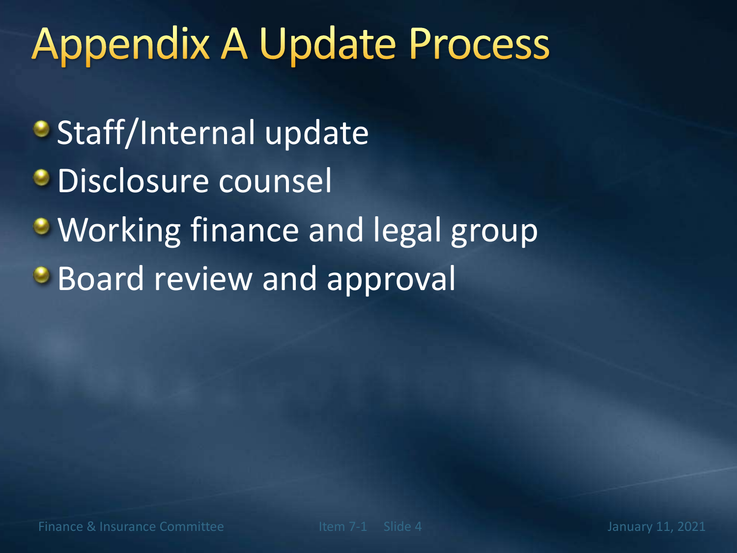# Appendix A Update Process

- Staff/Internal update
- Disclosure counsel
- Working finance and legal group
- Board review and approval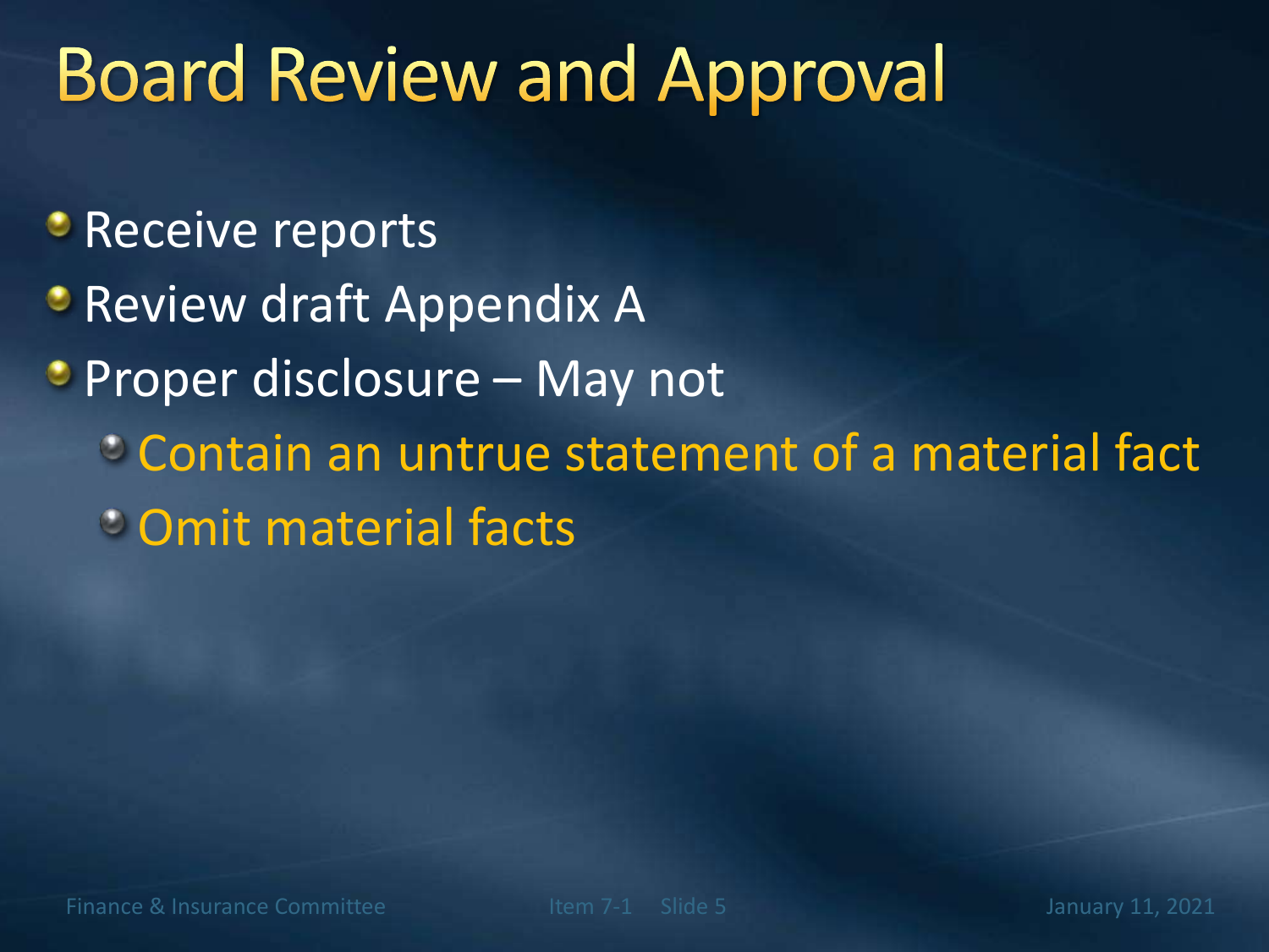# Board Review and Approval

- Receive reports
- Review draft Appendix A
- Proper disclosure – May not
  - Contain an untrue statement of a material fact
  - Omit material facts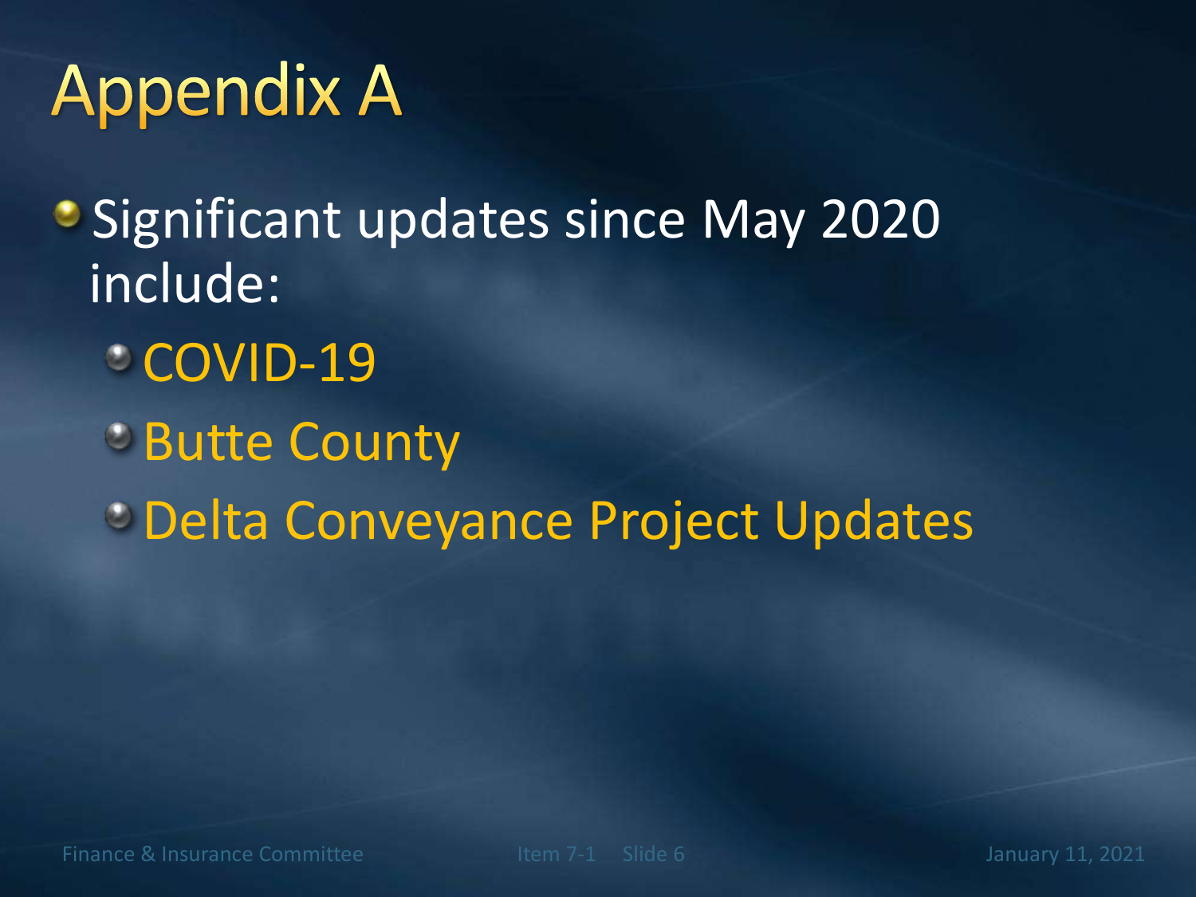# Appendix A

- Significant updates since May 2020 include:
  - COVID-19
  - Butte County
  - Delta Conveyance Project Updates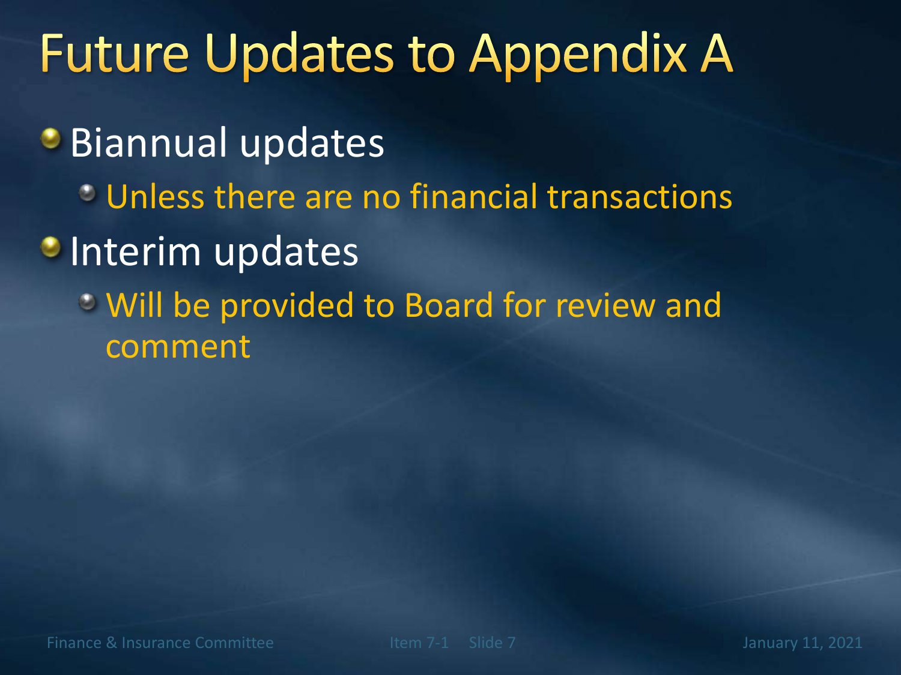# Future Updates to Appendix A

- Biannual updates
  - Unless there are no financial transactions
- Interim updates
  - Will be provided to Board for review and comment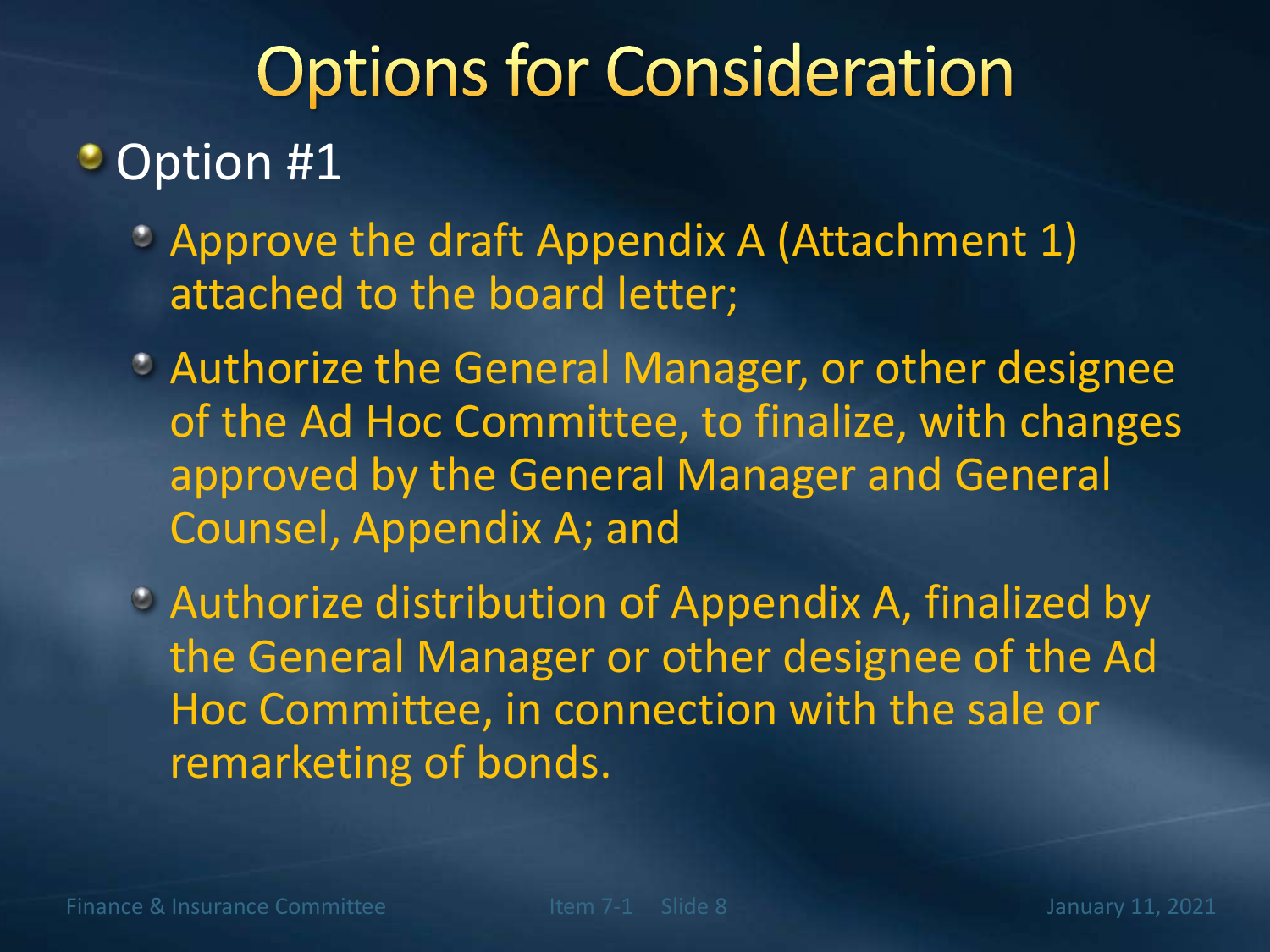# Options for Consideration

- Option #1
  - Approve the draft Appendix A (Attachment 1) attached to the board letter;
  - Authorize the General Manager, or other designee of the Ad Hoc Committee, to finalize, with changes approved by the General Manager and General Counsel, Appendix A; and
  - Authorize distribution of Appendix A, finalized by the General Manager or other designee of the Ad Hoc Committee, in connection with the sale or remarketing of bonds.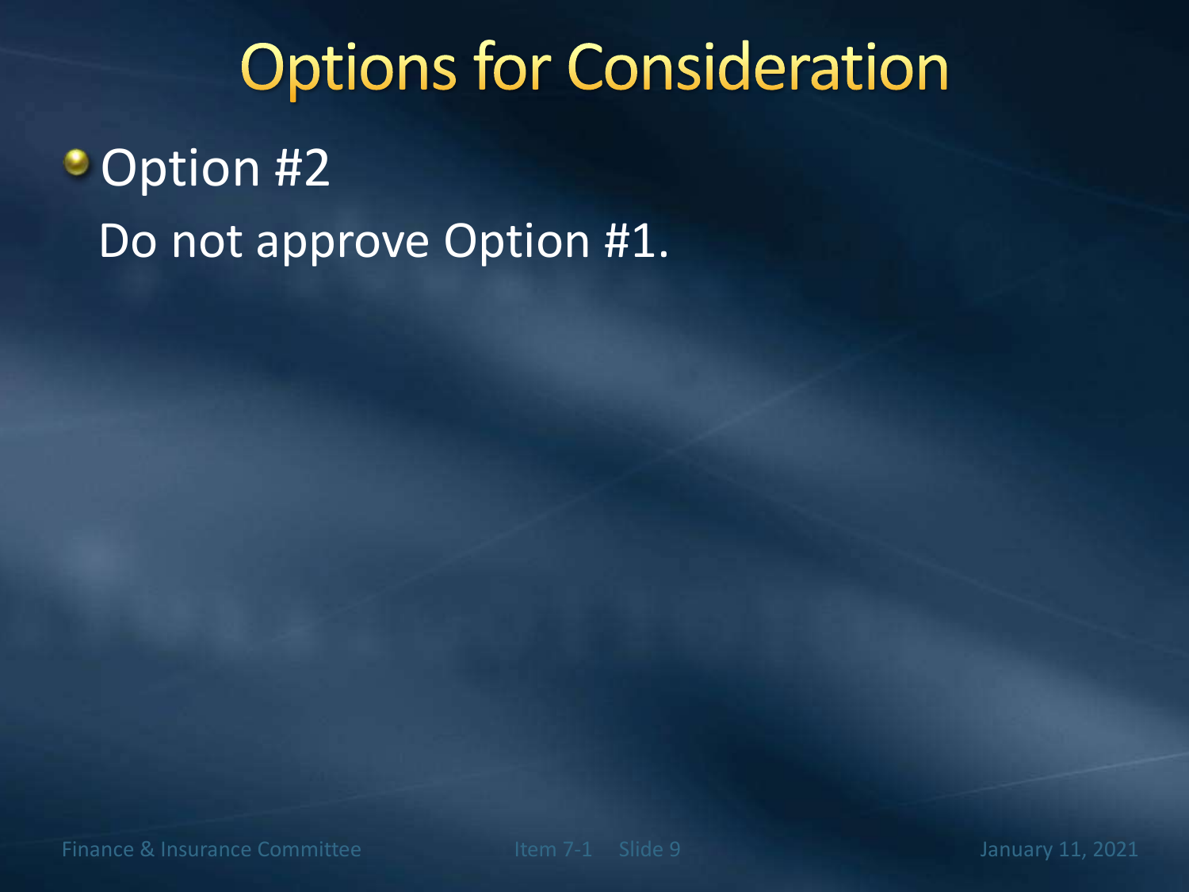# Options for Consideration

- Option #2

  Do not approve Option #1.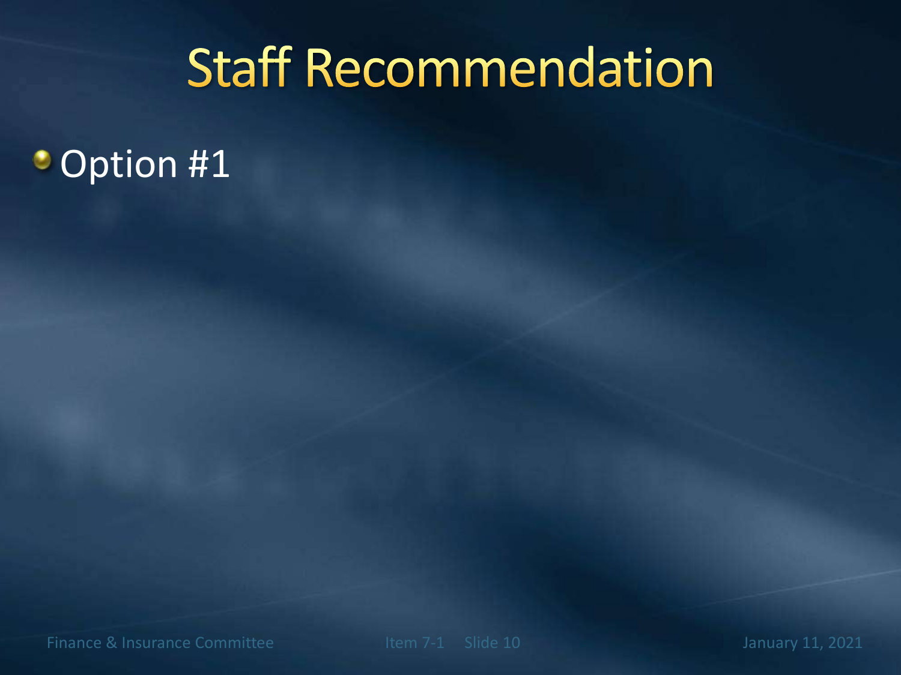# Staff Recommendation

- Option #1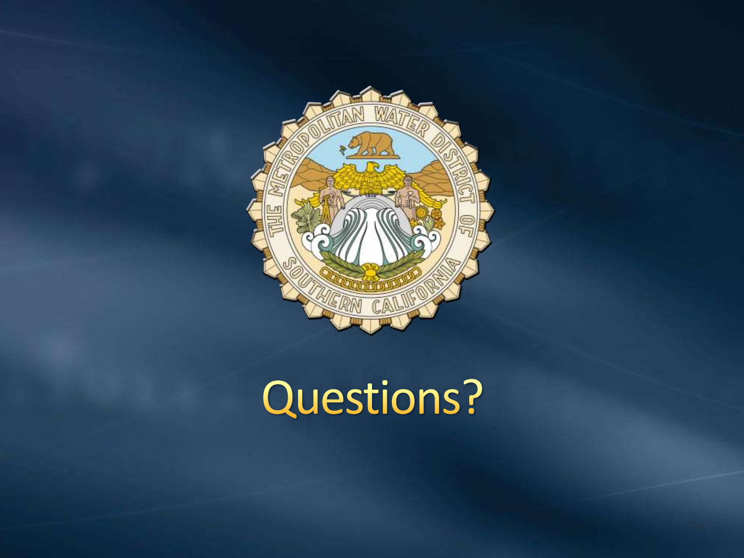Questions?